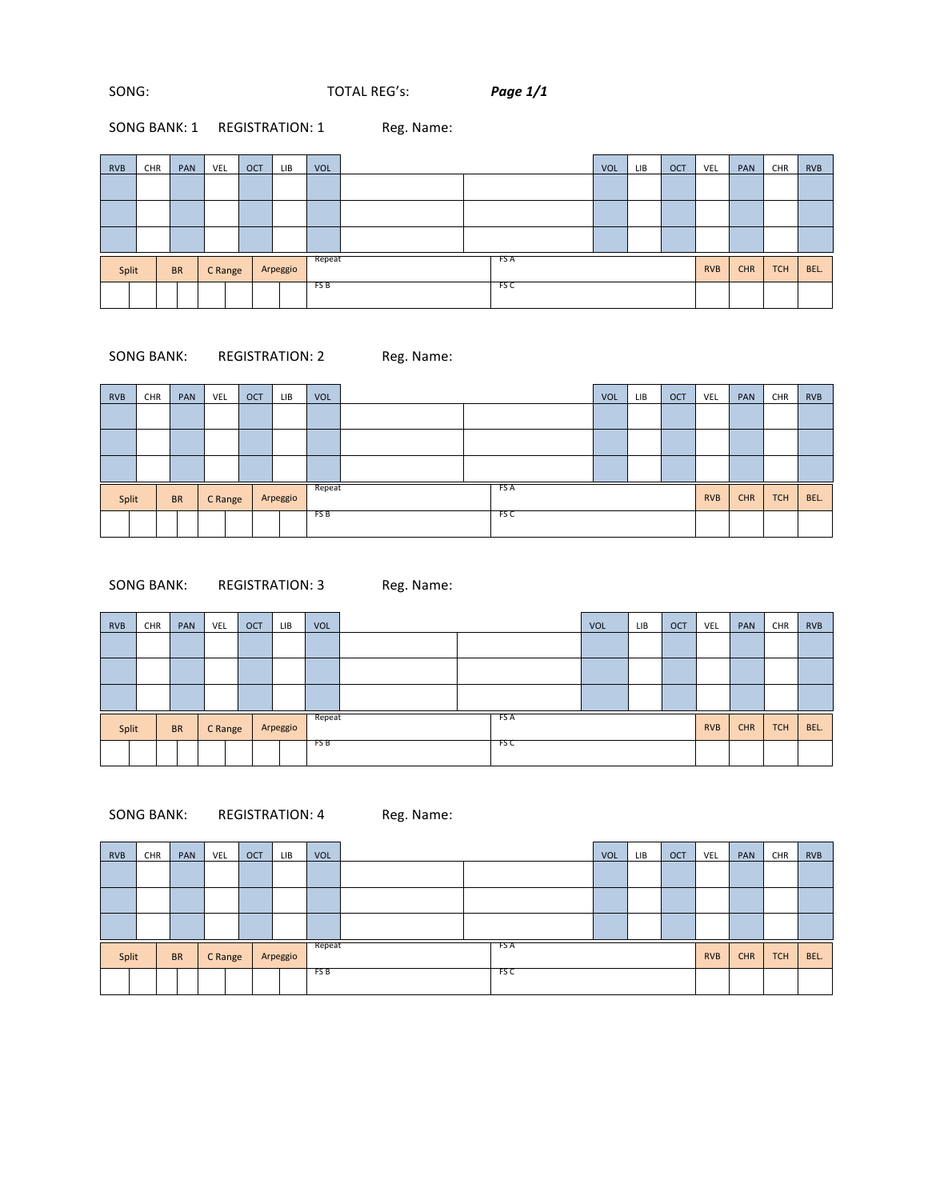SONG: TOTAL REG's: ***Page 1/1***

SONG BANK: 1 REGISTRATION: 1 Reg. Name:

| RVB | CHR | PAN | VEL | OCT | LIB | VOL | | | VOL | LIB | OCT | VEL | PAN | CHR | RVB |
|---|---|---|---|---|---|---|---|---|---|---|---|---|---|---|---|
| | | | | | | | | | | | | | | | |
| | | | | | | | | | | | | | | | |
| | | | | | | | | | | | | | | | |

| Split | | BR | | C Range | | Arpeggio | | Repeat | FS A | RVB | CHR | TCH | BEL. |
|---|---|---|---|---|---|---|---|---|---|---|---|---|---|
| | | | | | | | | FS B | FS C | | | | |

SONG BANK: REGISTRATION: 2 Reg. Name:

| RVB | CHR | PAN | VEL | OCT | LIB | VOL | | | VOL | LIB | OCT | VEL | PAN | CHR | RVB |
|---|---|---|---|---|---|---|---|---|---|---|---|---|---|---|---|
| | | | | | | | | | | | | | | | |
| | | | | | | | | | | | | | | | |
| | | | | | | | | | | | | | | | |

| Split | | BR | | C Range | | Arpeggio | | Repeat | FS A | RVB | CHR | TCH | BEL. |
|---|---|---|---|---|---|---|---|---|---|---|---|---|---|
| | | | | | | | | FS B | FS C | | | | |

SONG BANK: REGISTRATION: 3 Reg. Name:

| RVB | CHR | PAN | VEL | OCT | LIB | VOL | | | VOL | LIB | OCT | VEL | PAN | CHR | RVB |
|---|---|---|---|---|---|---|---|---|---|---|---|---|---|---|---|
| | | | | | | | | | | | | | | | |
| | | | | | | | | | | | | | | | |
| | | | | | | | | | | | | | | | |

| Split | | BR | | C Range | | Arpeggio | | Repeat | FS A | RVB | CHR | TCH | BEL. |
|---|---|---|---|---|---|---|---|---|---|---|---|---|---|
| | | | | | | | | FS B | FS C | | | | |

SONG BANK: REGISTRATION: 4 Reg. Name:

| RVB | CHR | PAN | VEL | OCT | LIB | VOL | | | VOL | LIB | OCT | VEL | PAN | CHR | RVB |
|---|---|---|---|---|---|---|---|---|---|---|---|---|---|---|---|
| | | | | | | | | | | | | | | | |
| | | | | | | | | | | | | | | | |
| | | | | | | | | | | | | | | | |

| Split | | BR | | C Range | | Arpeggio | | Repeat | FS A | RVB | CHR | TCH | BEL. |
|---|---|---|---|---|---|---|---|---|---|---|---|---|---|
| | | | | | | | | FS B | FS C | | | | |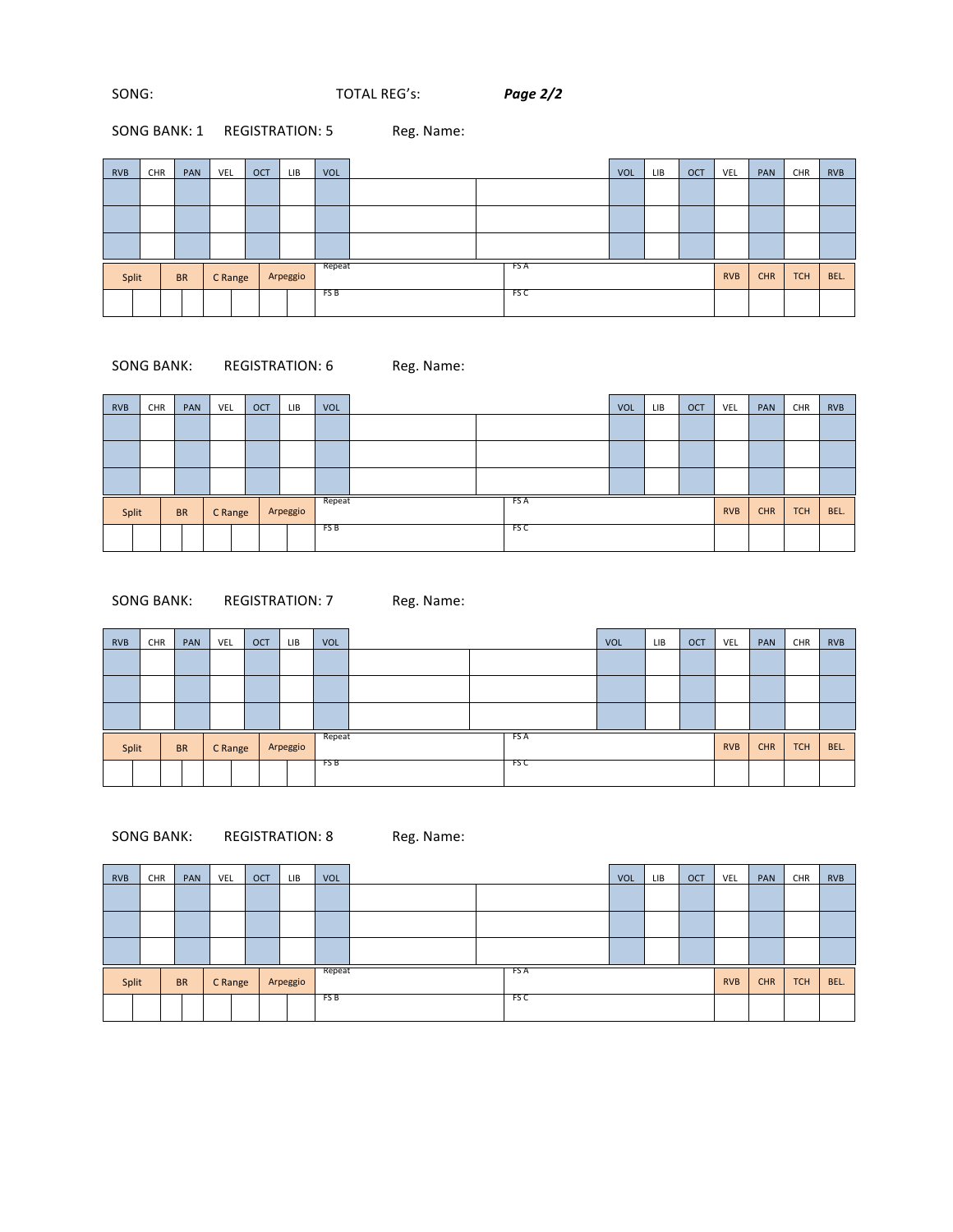SONG: TOTAL REG's: ***Page 2/2***

SONG BANK: 1 REGISTRATION: 5 Reg. Name:

| RVB | CHR | PAN | VEL | OCT | LIB | VOL | | | VOL | LIB | OCT | VEL | PAN | CHR | RVB |
|---|---|---|---|---|---|---|---|---|---|---|---|---|---|---|---|
| | | | | | | | | | | | | | | | |
| | | | | | | | | | | | | | | | |
| | | | | | | | | | | | | | | | |

| Split | | BR | | C Range | | Arpeggio | | Repeat | FS A | RVB | CHR | TCH | BEL. |
|---|---|---|---|---|---|---|---|---|---|---|---|---|---|
| | | | | | | | | FS B | FS C | | | | |

SONG BANK: REGISTRATION: 6 Reg. Name:

| RVB | CHR | PAN | VEL | OCT | LIB | VOL | | | VOL | LIB | OCT | VEL | PAN | CHR | RVB |
|---|---|---|---|---|---|---|---|---|---|---|---|---|---|---|---|
| | | | | | | | | | | | | | | | |
| | | | | | | | | | | | | | | | |
| | | | | | | | | | | | | | | | |

| Split | | BR | | C Range | | Arpeggio | | Repeat | FS A | RVB | CHR | TCH | BEL. |
|---|---|---|---|---|---|---|---|---|---|---|---|---|---|
| | | | | | | | | FS B | FS C | | | | |

SONG BANK: REGISTRATION: 7 Reg. Name:

| RVB | CHR | PAN | VEL | OCT | LIB | VOL | | | VOL | LIB | OCT | VEL | PAN | CHR | RVB |
|---|---|---|---|---|---|---|---|---|---|---|---|---|---|---|---|
| | | | | | | | | | | | | | | | |
| | | | | | | | | | | | | | | | |
| | | | | | | | | | | | | | | | |

| Split | | BR | | C Range | | Arpeggio | | Repeat | FS A | RVB | CHR | TCH | BEL. |
|---|---|---|---|---|---|---|---|---|---|---|---|---|---|
| | | | | | | | | FS B | FS C | | | | |

SONG BANK: REGISTRATION: 8 Reg. Name:

| RVB | CHR | PAN | VEL | OCT | LIB | VOL | | | VOL | LIB | OCT | VEL | PAN | CHR | RVB |
|---|---|---|---|---|---|---|---|---|---|---|---|---|---|---|---|
| | | | | | | | | | | | | | | | |
| | | | | | | | | | | | | | | | |
| | | | | | | | | | | | | | | | |

| Split | | BR | | C Range | | Arpeggio | | Repeat | FS A | RVB | CHR | TCH | BEL. |
|---|---|---|---|---|---|---|---|---|---|---|---|---|---|
| | | | | | | | | FS B | FS C | | | | |